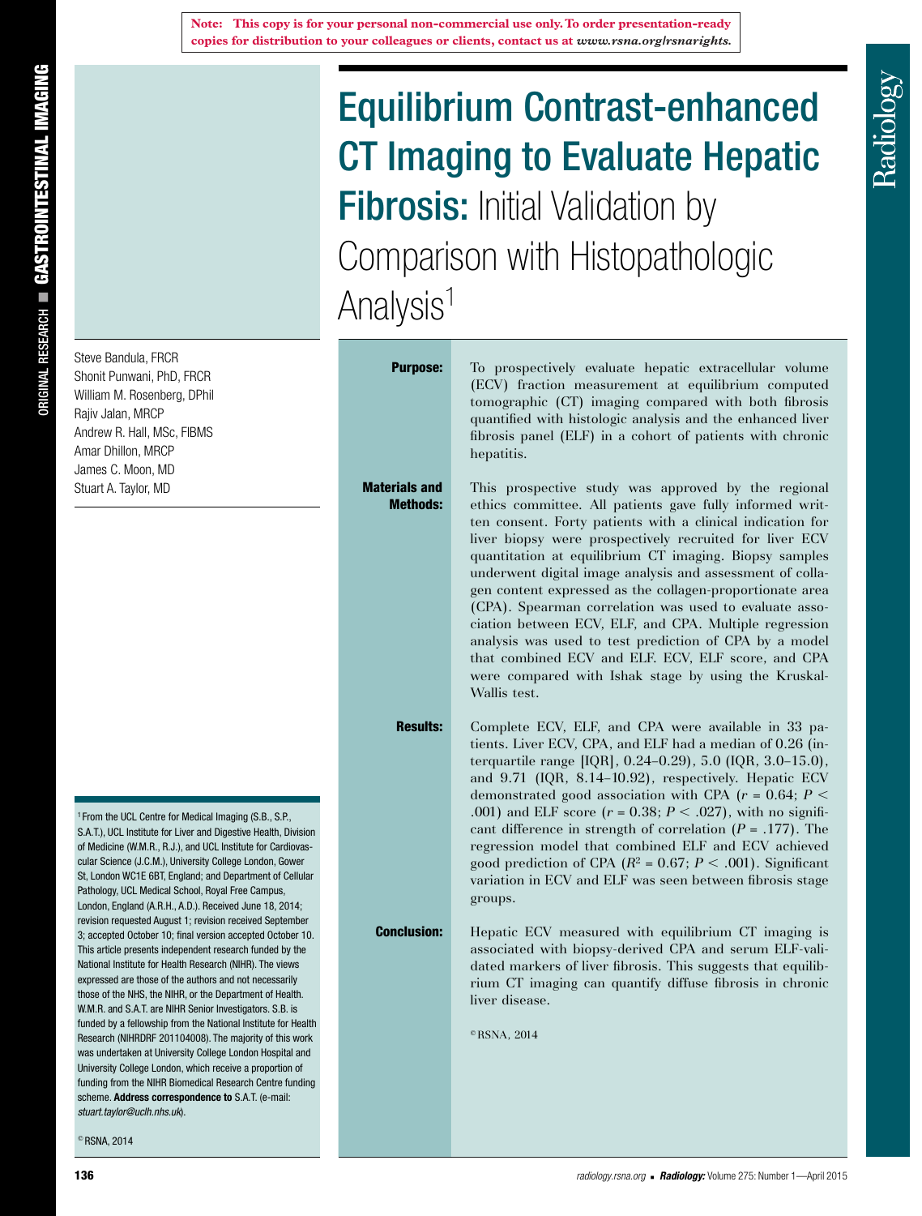**Note: This copy is for your personal non-commercial use only. To order presentation-ready copies for distribution to your colleagues or clients, contact us at *www.rsna.org/rsnarights*.**

ORIGINAL RESEARCH ■ GASTROINTESTINAL IMAGING

# Equilibrium Contrast-enhanced CT Imaging to Evaluate Hepatic Fibrosis: Initial Validation by Comparison with Histopathologic Analysis[1]

Steve Bandula, FRCR
Shonit Punwani, PhD, FRCR
William M. Rosenberg, DPhil
Rajiv Jalan, MRCP
Andrew R. Hall, MSc, FIBMS
Amar Dhillon, MRCP
James C. Moon, MD
Stuart A. Taylor, MD

**Purpose:** To prospectively evaluate hepatic extracellular volume (ECV) fraction measurement at equilibrium computed tomographic (CT) imaging compared with both fibrosis quantified with histologic analysis and the enhanced liver fibrosis panel (ELF) in a cohort of patients with chronic hepatitis.

**Materials and Methods:** This prospective study was approved by the regional ethics committee. All patients gave fully informed written consent. Forty patients with a clinical indication for liver biopsy were prospectively recruited for liver ECV quantitation at equilibrium CT imaging. Biopsy samples underwent digital image analysis and assessment of collagen content expressed as the collagen-proportionate area (CPA). Spearman correlation was used to evaluate association between ECV, ELF, and CPA. Multiple regression analysis was used to test prediction of CPA by a model that combined ECV and ELF. ECV, ELF score, and CPA were compared with Ishak stage by using the Kruskal-Wallis test.

**Results:** Complete ECV, ELF, and CPA were available in 33 patients. Liver ECV, CPA, and ELF had a median of 0.26 (interquartile range [IQR], 0.24–0.29), 5.0 (IQR, 3.0–15.0), and 9.71 (IQR, 8.14–10.92), respectively. Hepatic ECV demonstrated good association with CPA ($r$ = 0.64; $P < .001$) and ELF score ($r$ = 0.38; $P < .027$), with no significant difference in strength of correlation ($P$ = .177). The regression model that combined ELF and ECV achieved good prediction of CPA ($R^2$ = 0.67; $P < .001$). Significant variation in ECV and ELF was seen between fibrosis stage groups.

**Conclusion:** Hepatic ECV measured with equilibrium CT imaging is associated with biopsy-derived CPA and serum ELF-validated markers of liver fibrosis. This suggests that equilibrium CT imaging can quantify diffuse fibrosis in chronic liver disease.

©RSNA, 2014

[1] From the UCL Centre for Medical Imaging (S.B., S.P., S.A.T.), UCL Institute for Liver and Digestive Health, Division of Medicine (W.M.R., R.J.), and UCL Institute for Cardiovascular Science (J.C.M.), University College London, Gower St, London WC1E 6BT, England; and Department of Cellular Pathology, UCL Medical School, Royal Free Campus, London, England (A.R.H., A.D.). Received June 18, 2014; revision requested August 1; revision received September 3; accepted October 10; final version accepted October 10. This article presents independent research funded by the National Institute for Health Research (NIHR). The views expressed are those of the authors and not necessarily those of the NHS, the NIHR, or the Department of Health. W.M.R. and S.A.T. are NIHR Senior Investigators. S.B. is funded by a fellowship from the National Institute for Health Research (NIHRDRF 201104008). The majority of this work was undertaken at University College London Hospital and University College London, which receive a proportion of funding from the NIHR Biomedical Research Centre funding scheme. **Address correspondence to** S.A.T. (e-mail: *stuart.taylor@uclh.nhs.uk*).

© RSNA, 2014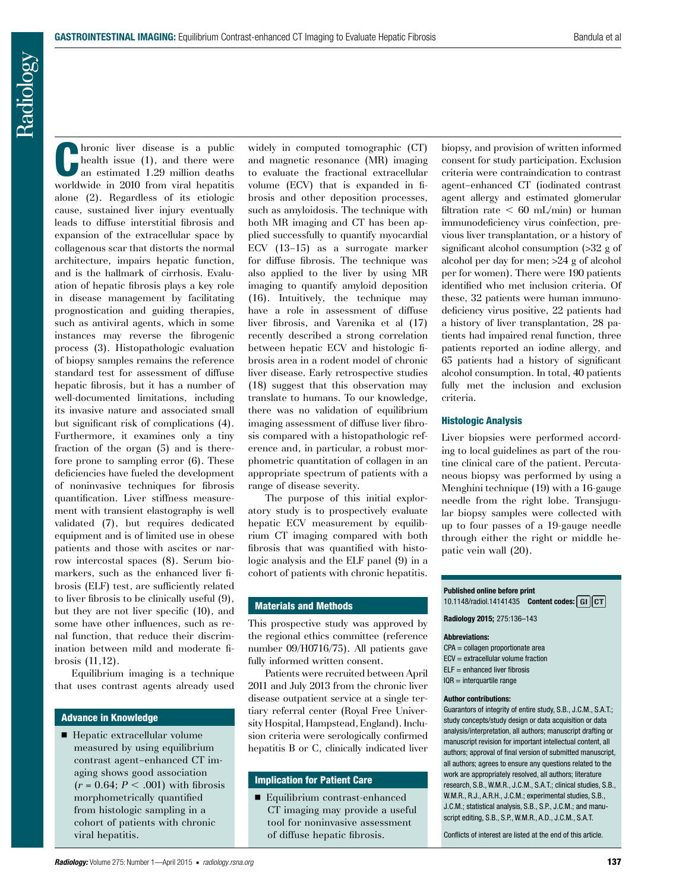Chronic liver disease is a public health issue (1), and there were an estimated 1.29 million deaths worldwide in 2010 from viral hepatitis alone (2). Regardless of its etiologic cause, sustained liver injury eventually leads to diffuse interstitial fibrosis and expansion of the extracellular space by collagenous scar that distorts the normal architecture, impairs hepatic function, and is the hallmark of cirrhosis. Evaluation of hepatic fibrosis plays a key role in disease management by facilitating prognostication and guiding therapies, such as antiviral agents, which in some instances may reverse the fibrogenic process (3). Histopathologic evaluation of biopsy samples remains the reference standard test for assessment of diffuse hepatic fibrosis, but it has a number of well-documented limitations, including its invasive nature and associated small but significant risk of complications (4). Furthermore, it examines only a tiny fraction of the organ (5) and is therefore prone to sampling error (6). These deficiencies have fueled the development of noninvasive techniques for fibrosis quantification. Liver stiffness measurement with transient elastography is well validated (7), but requires dedicated equipment and is of limited use in obese patients and those with ascites or narrow intercostal spaces (8). Serum biomarkers, such as the enhanced liver fibrosis (ELF) test, are sufficiently related to liver fibrosis to be clinically useful (9), but they are not liver specific (10), and some have other influences, such as renal function, that reduce their discrimination between mild and moderate fibrosis (11,12).

Equilibrium imaging is a technique that uses contrast agents already used widely in computed tomographic (CT) and magnetic resonance (MR) imaging to evaluate the fractional extracellular volume (ECV) that is expanded in fibrosis and other deposition processes, such as amyloidosis. The technique with both MR imaging and CT has been applied successfully to quantify myocardial ECV (13–15) as a surrogate marker for diffuse fibrosis. The technique was also applied to the liver by using MR imaging to quantify amyloid deposition (16). Intuitively, the technique may have a role in assessment of diffuse liver fibrosis, and Varenika et al (17) recently described a strong correlation between hepatic ECV and histologic fibrosis area in a rodent model of chronic liver disease. Early retrospective studies (18) suggest that this observation may translate to humans. To our knowledge, there was no validation of equilibrium imaging assessment of diffuse liver fibrosis compared with a histopathologic reference and, in particular, a robust morphometric quantitation of collagen in an appropriate spectrum of patients with a range of disease severity.

The purpose of this initial exploratory study is to prospectively evaluate hepatic ECV measurement by equilibrium CT imaging compared with both fibrosis that was quantified with histologic analysis and the ELF panel (9) in a cohort of patients with chronic hepatitis.

## Advance in Knowledge

- Hepatic extracellular volume measured by using equilibrium contrast agent–enhanced CT imaging shows good association ($r = 0.64$; $P < .001$) with fibrosis morphometrically quantified from histologic sampling in a cohort of patients with chronic viral hepatitis.

## Materials and Methods

This prospective study was approved by the regional ethics committee (reference number 09/H0716/75). All patients gave fully informed written consent.

Patients were recruited between April 2011 and July 2013 from the chronic liver disease outpatient service at a single tertiary referral center (Royal Free University Hospital, Hampstead, England). Inclusion criteria were serologically confirmed hepatitis B or C, clinically indicated liver biopsy, and provision of written informed consent for study participation. Exclusion criteria were contraindication to contrast agent–enhanced CT (iodinated contrast agent allergy and estimated glomerular filtration rate < 60 mL/min) or human immunodeficiency virus coinfection, previous liver transplantation, or a history of significant alcohol consumption (>32 g of alcohol per day for men; >24 g of alcohol per for women). There were 190 patients identified who met inclusion criteria. Of these, 32 patients were human immunodeficiency virus positive, 22 patients had a history of liver transplantation, 28 patients had impaired renal function, three patients reported an iodine allergy, and 65 patients had a history of significant alcohol consumption. In total, 40 patients fully met the inclusion and exclusion criteria.

## Implication for Patient Care

- Equilibrium contrast-enhanced CT imaging may provide a useful tool for noninvasive assessment of diffuse hepatic fibrosis.

### Histologic Analysis

Liver biopsies were performed according to local guidelines as part of the routine clinical care of the patient. Percutaneous biopsy was performed by using a Menghini technique (19) with a 16-gauge needle from the right lobe. Transjugular biopsy samples were collected with up to four passes of a 19-gauge needle through either the right or middle hepatic vein wall (20).

**Published online before print**
10.1148/radiol.14141435 **Content codes:** GI CT

**Radiology 2015;** 275:136–143

**Abbreviations:**
CPA = collagen proportionate area
ECV = extracellular volume fraction
ELF = enhanced liver fibrosis
IQR = interquartile range

**Author contributions:**
Guarantors of integrity of entire study, S.B., J.C.M., S.A.T.; study concepts/study design or data acquisition or data analysis/interpretation, all authors; manuscript drafting or manuscript revision for important intellectual content, all authors; approval of final version of submitted manuscript, all authors; agrees to ensure any questions related to the work are appropriately resolved, all authors; literature research, S.B., W.M.R., J.C.M., S.A.T.; clinical studies, S.B., W.M.R., R.J., A.R.H., J.C.M.; experimental studies, S.B., J.C.M., S.A.T.; statistical analysis, S.B., S.P., J.C.M.; and manuscript editing, S.B., S.P., W.M.R., A.D., J.C.M., S.A.T.

Conflicts of interest are listed at the end of this article.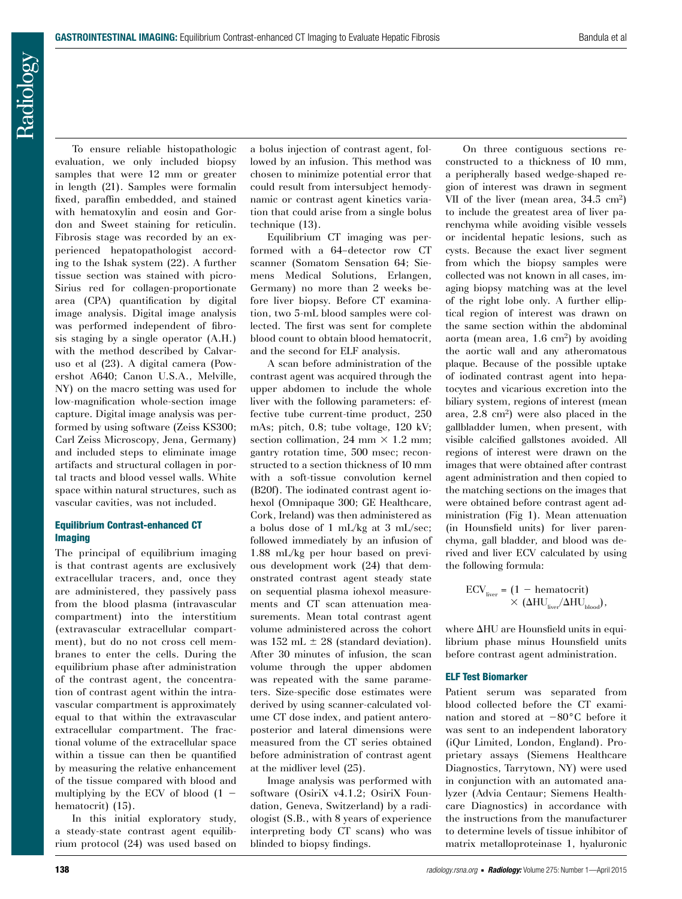To ensure reliable histopathologic evaluation, we only included biopsy samples that were 12 mm or greater in length (21). Samples were formalin fixed, paraffin embedded, and stained with hematoxylin and eosin and Gordon and Sweet staining for reticulin. Fibrosis stage was recorded by an experienced hepatopathologist according to the Ishak system (22). A further tissue section was stained with picro-Sirius red for collagen-proportionate area (CPA) quantification by digital image analysis. Digital image analysis was performed independent of fibrosis staging by a single operator (A.H.) with the method described by Calvaruso et al (23). A digital camera (Powershot A640; Canon U.S.A., Melville, NY) on the macro setting was used for low-magnification whole-section image capture. Digital image analysis was performed by using software (Zeiss KS300; Carl Zeiss Microscopy, Jena, Germany) and included steps to eliminate image artifacts and structural collagen in portal tracts and blood vessel walls. White space within natural structures, such as vascular cavities, was not included.

### Equilibrium Contrast-enhanced CT Imaging

The principal of equilibrium imaging is that contrast agents are exclusively extracellular tracers, and, once they are administered, they passively pass from the blood plasma (intravascular compartment) into the interstitium (extravascular extracellular compartment), but do no not cross cell membranes to enter the cells. During the equilibrium phase after administration of the contrast agent, the concentration of contrast agent within the intravascular compartment is approximately equal to that within the extravascular extracellular compartment. The fractional volume of the extracellular space within a tissue can then be quantified by measuring the relative enhancement of the tissue compared with blood and multiplying by the ECV of blood (1 − hematocrit) (15).

In this initial exploratory study, a steady-state contrast agent equilibrium protocol (24) was used based on a bolus injection of contrast agent, followed by an infusion. This method was chosen to minimize potential error that could result from intersubject hemodynamic or contrast agent kinetics variation that could arise from a single bolus technique (13).

Equilibrium CT imaging was performed with a 64–detector row CT scanner (Somatom Sensation 64; Siemens Medical Solutions, Erlangen, Germany) no more than 2 weeks before liver biopsy. Before CT examination, two 5-mL blood samples were collected. The first was sent for complete blood count to obtain blood hematocrit, and the second for ELF analysis.

A scan before administration of the contrast agent was acquired through the upper abdomen to include the whole liver with the following parameters: effective tube current-time product, 250 mAs; pitch, 0.8; tube voltage, 120 kV; section collimation, 24 mm × 1.2 mm; gantry rotation time, 500 msec; reconstructed to a section thickness of 10 mm with a soft-tissue convolution kernel (B20f). The iodinated contrast agent iohexol (Omnipaque 300; GE Healthcare, Cork, Ireland) was then administered as a bolus dose of 1 mL/kg at 3 mL/sec; followed immediately by an infusion of 1.88 mL/kg per hour based on previous development work (24) that demonstrated contrast agent steady state on sequential plasma iohexol measurements and CT scan attenuation measurements. Mean total contrast agent volume administered across the cohort was 152 mL ± 28 (standard deviation). After 30 minutes of infusion, the scan volume through the upper abdomen was repeated with the same parameters. Size-specific dose estimates were derived by using scanner-calculated volume CT dose index, and patient anteroposterior and lateral dimensions were measured from the CT series obtained before administration of contrast agent at the midliver level (25).

Image analysis was performed with software (OsiriX v4.1.2; OsiriX Foundation, Geneva, Switzerland) by a radiologist (S.B., with 8 years of experience interpreting body CT scans) who was blinded to biopsy findings.

On three contiguous sections reconstructed to a thickness of 10 mm, a peripherally based wedge-shaped region of interest was drawn in segment VII of the liver (mean area, 34.5 $cm^2$) to include the greatest area of liver parenchyma while avoiding visible vessels or incidental hepatic lesions, such as cysts. Because the exact liver segment from which the biopsy samples were collected was not known in all cases, imaging biopsy matching was at the level of the right lobe only. A further elliptical region of interest was drawn on the same section within the abdominal aorta (mean area, 1.6 $cm^2$) by avoiding the aortic wall and any atheromatous plaque. Because of the possible uptake of iodinated contrast agent into hepatocytes and vicarious excretion into the biliary system, regions of interest (mean area, 2.8 $cm^2$) were also placed in the gallbladder lumen, when present, with visible calcified gallstones avoided. All regions of interest were drawn on the images that were obtained after contrast agent administration and then copied to the matching sections on the images that were obtained before contrast agent administration (Fig 1). Mean attenuation (in Hounsfield units) for liver parenchyma, gall bladder, and blood was derived and liver ECV calculated by using the following formula:

$$\mathrm{ECV}_{\mathrm{liver}} = (1 - \mathrm{hematocrit}) \times (\Delta \mathrm{HU}_{\mathrm{liver}} / \Delta \mathrm{HU}_{\mathrm{blood}}),$$

where ΔHU are Hounsfield units in equilibrium phase minus Hounsfield units before contrast agent administration.

### ELF Test Biomarker

Patient serum was separated from blood collected before the CT examination and stored at −80°C before it was sent to an independent laboratory (iQur Limited, London, England). Proprietary assays (Siemens Healthcare Diagnostics, Tarrytown, NY) were used in conjunction with an automated analyzer (Advia Centaur; Siemens Healthcare Diagnostics) in accordance with the instructions from the manufacturer to determine levels of tissue inhibitor of matrix metalloproteinase 1, hyaluronic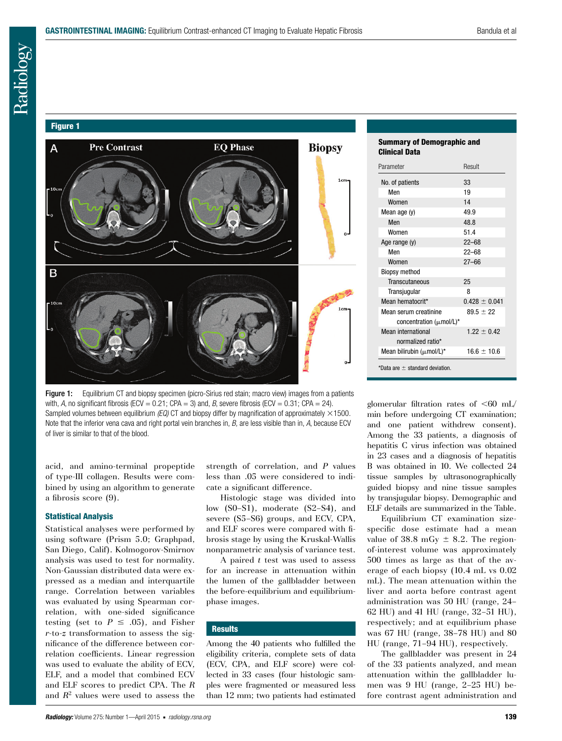**Figure 1**

Figure 1: Equilibrium CT and biopsy specimen (picro-Sirius red stain; macro view) images from a patients with, *A*, no significant fibrosis (ECV = 0.21; CPA = 3) and, *B*, severe fibrosis (ECV = 0.31; CPA = 24). Sampled volumes between equilibrium *(EQ)* CT and biopsy differ by magnification of approximately ×1500. Note that the inferior vena cava and right portal vein branches in, *B*, are less visible than in, *A*, because ECV of liver is similar to that of the blood.

**Summary of Demographic and Clinical Data**

| Parameter | Result |
|---|---|
| No. of patients | 33 |
| Men | 19 |
| Women | 14 |
| Mean age (y) | 49.9 |
| Men | 48.8 |
| Women | 51.4 |
| Age range (y) | 22–68 |
| Men | 22–68 |
| Women | 27–66 |
| Biopsy method | |
| Transcutaneous | 25 |
| Transjugular | 8 |
| Mean hematocrit* | 0.428 ± 0.041 |
| Mean serum creatinine concentration (μmol/L)* | 89.5 ± 22 |
| Mean international normalized ratio* | 1.22 ± 0.42 |
| Mean bilirubin (μmol/L)* | 16.6 ± 10.6 |

*Data are ± standard deviation.

acid, and amino-terminal propeptide of type-III collagen. Results were combined by using an algorithm to generate a fibrosis score (9).

### Statistical Analysis

Statistical analyses were performed by using software (Prism 5.0; Graphpad, San Diego, Calif). Kolmogorov-Smirnov analysis was used to test for normality. Non-Gaussian distributed data were expressed as a median and interquartile range. Correlation between variables was evaluated by using Spearman correlation, with one-sided significance testing (set to $P \leq .05$), and Fisher $r$-to-$z$ transformation to assess the significance of the difference between correlation coefficients. Linear regression was used to evaluate the ability of ECV, ELF, and a model that combined ECV and ELF scores to predict CPA. The $R$ and $R^2$ values were used to assess the strength of correlation, and $P$ values less than .05 were considered to indicate a significant difference.

Histologic stage was divided into low (S0–S1), moderate (S2–S4), and severe (S5–S6) groups, and ECV, CPA, and ELF scores were compared with fibrosis stage by using the Kruskal-Wallis nonparametric analysis of variance test.

A paired $t$ test was used to assess for an increase in attenuation within the lumen of the gallbladder between the before-equilibrium and equilibrium-phase images.

## Results

Among the 40 patients who fulfilled the eligibility criteria, complete sets of data (ECV, CPA, and ELF score) were collected in 33 cases (four histologic samples were fragmented or measured less than 12 mm; two patients had estimated glomerular filtration rates of <60 mL/min before undergoing CT examination; and one patient withdrew consent). Among the 33 patients, a diagnosis of hepatitis C virus infection was obtained in 23 cases and a diagnosis of hepatitis B was obtained in 10. We collected 24 tissue samples by ultrasonographically guided biopsy and nine tissue samples by transjugular biopsy. Demographic and ELF details are summarized in the Table.

Equilibrium CT examination size-specific dose estimate had a mean value of 38.8 mGy ± 8.2. The region-of-interest volume was approximately 500 times as large as that of the average of each biopsy (10.4 mL vs 0.02 mL). The mean attenuation within the liver and aorta before contrast agent administration was 50 HU (range, 24–62 HU) and 41 HU (range, 32–51 HU), respectively; and at equilibrium phase was 67 HU (range, 38–78 HU) and 80 HU (range, 71–94 HU), respectively.

The gallbladder was present in 24 of the 33 patients analyzed, and mean attenuation within the gallbladder lumen was 9 HU (range, 2–25 HU) before contrast agent administration and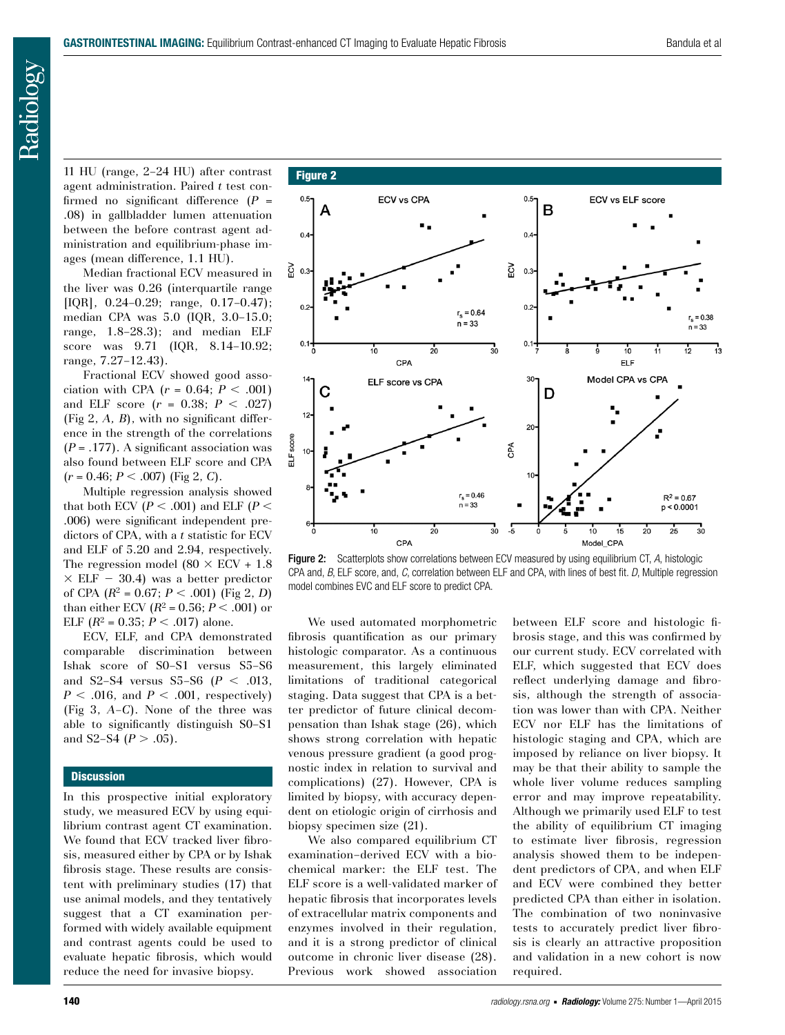11 HU (range, 2–24 HU) after contrast agent administration. Paired t test confirmed no significant difference ($P$ = .08) in gallbladder lumen attenuation between the before contrast agent administration and equilibrium-phase images (mean difference, 1.1 HU).

Median fractional ECV measured in the liver was 0.26 (interquartile range [IQR], 0.24–0.29; range, 0.17–0.47); median CPA was 5.0 (IQR, 3.0–15.0; range, 1.8–28.3); and median ELF score was 9.71 (IQR, 8.14–10.92; range, 7.27–12.43).

Fractional ECV showed good association with CPA ($r$ = 0.64; $P$ < .001) and ELF score ($r$ = 0.38; $P$ < .027) (Fig 2, *A*, *B*), with no significant difference in the strength of the correlations ($P$ = .177). A significant association was also found between ELF score and CPA ($r$ = 0.46; $P$ < .007) (Fig 2, *C*).

Multiple regression analysis showed that both ECV ($P$ < .001) and ELF ($P$ < .006) were significant independent predictors of CPA, with a t statistic for ECV and ELF of 5.20 and 2.94, respectively. The regression model ($80 \times$ ECV + $1.8 \times$ ELF − 30.4) was a better predictor of CPA ($R^2$ = 0.67; $P$ < .001) (Fig 2, *D*) than either ECV ($R^2$ = 0.56; $P$ < .001) or ELF ($R^2$ = 0.35; $P$ < .017) alone.

ECV, ELF, and CPA demonstrated comparable discrimination between Ishak score of S0–S1 versus S5–S6 and S2–S4 versus S5–S6 ($P$ < .013, $P$ < .016, and $P$ < .001, respectively) (Fig 3, *A*–*C*). None of the three was able to significantly distinguish S0–S1 and S2–S4 ($P$ > .05).

**Figure 2**

Figure 2: Scatterplots show correlations between ECV measured by using equilibrium CT, *A*, histologic CPA and, *B*, ELF score, and, *C*, correlation between ELF and CPA, with lines of best fit. *D*, Multiple regression model combines EVC and ELF score to predict CPA.

## Discussion

In this prospective initial exploratory study, we measured ECV by using equilibrium contrast agent CT examination. We found that ECV tracked liver fibrosis, measured either by CPA or by Ishak fibrosis stage. These results are consistent with preliminary studies (17) that use animal models, and they tentatively suggest that a CT examination performed with widely available equipment and contrast agents could be used to evaluate hepatic fibrosis, which would reduce the need for invasive biopsy.

We used automated morphometric fibrosis quantification as our primary histologic comparator. As a continuous measurement, this largely eliminated limitations of traditional categorical staging. Data suggest that CPA is a better predictor of future clinical decompensation than Ishak stage (26), which shows strong correlation with hepatic venous pressure gradient (a good prognostic index in relation to survival and complications) (27). However, CPA is limited by biopsy, with accuracy dependent on etiologic origin of cirrhosis and biopsy specimen size (21).

We also compared equilibrium CT examination–derived ECV with a biochemical marker: the ELF test. The ELF score is a well-validated marker of hepatic fibrosis that incorporates levels of extracellular matrix components and enzymes involved in their regulation, and it is a strong predictor of clinical outcome in chronic liver disease (28). Previous work showed association between ELF score and histologic fibrosis stage, and this was confirmed by our current study. ECV correlated with ELF, which suggested that ECV does reflect underlying damage and fibrosis, although the strength of association was lower than with CPA. Neither ECV nor ELF has the limitations of histologic staging and CPA, which are imposed by reliance on liver biopsy. It may be that their ability to sample the whole liver volume reduces sampling error and may improve repeatability. Although we primarily used ELF to test the ability of equilibrium CT imaging to estimate liver fibrosis, regression analysis showed them to be independent predictors of CPA, and when ELF and ECV were combined they better predicted CPA than either in isolation. The combination of two noninvasive tests to accurately predict liver fibrosis is clearly an attractive proposition and validation in a new cohort is now required.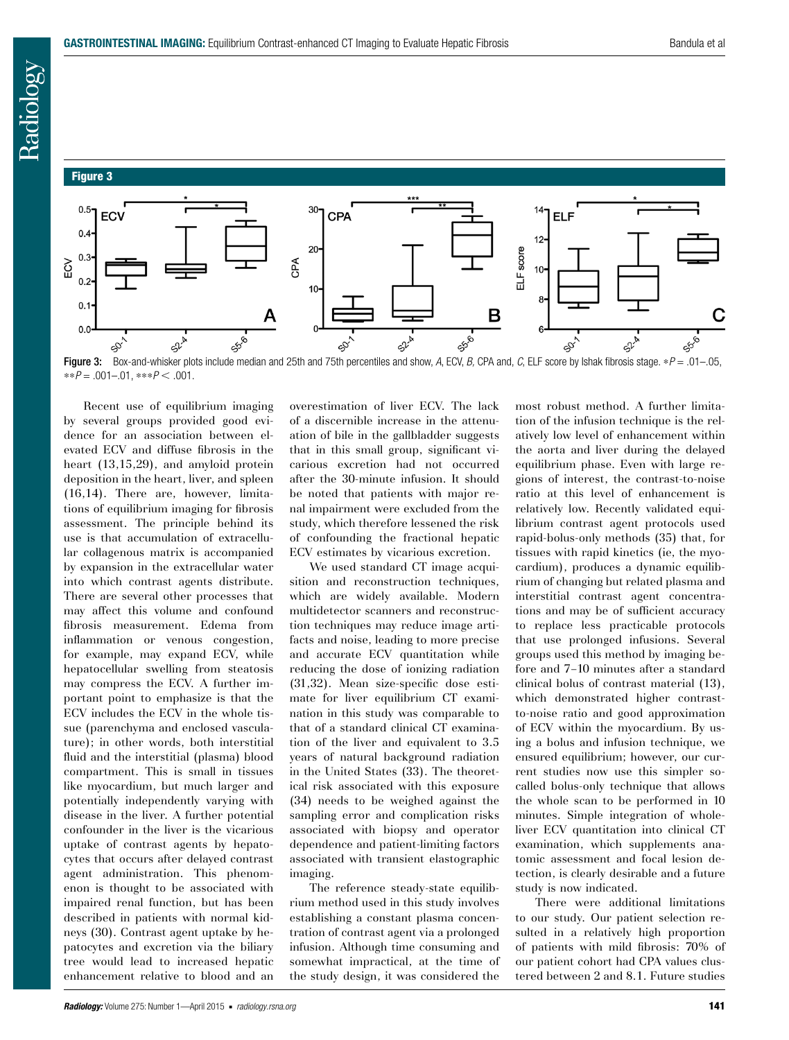**Figure 3**

**Figure 3:** Box-and-whisker plots include median and 25th and 75th percentiles and show, *A*, ECV, *B*, CPA and, *C*, ELF score by Ishak fibrosis stage. $*P = .01–.05$, $**P = .001–.01$, $***P < .001$.

Recent use of equilibrium imaging by several groups provided good evidence for an association between elevated ECV and diffuse fibrosis in the heart (13,15,29), and amyloid protein deposition in the heart, liver, and spleen (16,14). There are, however, limitations of equilibrium imaging for fibrosis assessment. The principle behind its use is that accumulation of extracellular collagenous matrix is accompanied by expansion in the extracellular water into which contrast agents distribute. There are several other processes that may affect this volume and confound fibrosis measurement. Edema from inflammation or venous congestion, for example, may expand ECV, while hepatocellular swelling from steatosis may compress the ECV. A further important point to emphasize is that the ECV includes the ECV in the whole tissue (parenchyma and enclosed vasculature); in other words, both interstitial fluid and the interstitial (plasma) blood compartment. This is small in tissues like myocardium, but much larger and potentially independently varying with disease in the liver. A further potential confounder in the liver is the vicarious uptake of contrast agents by hepatocytes that occurs after delayed contrast agent administration. This phenomenon is thought to be associated with impaired renal function, but has been described in patients with normal kidneys (30). Contrast agent uptake by hepatocytes and excretion via the biliary tree would lead to increased hepatic enhancement relative to blood and an overestimation of liver ECV. The lack of a discernible increase in the attenuation of bile in the gallbladder suggests that in this small group, significant vicarious excretion had not occurred after the 30-minute infusion. It should be noted that patients with major renal impairment were excluded from the study, which therefore lessened the risk of confounding the fractional hepatic ECV estimates by vicarious excretion.

We used standard CT image acquisition and reconstruction techniques, which are widely available. Modern multidetector scanners and reconstruction techniques may reduce image artifacts and noise, leading to more precise and accurate ECV quantitation while reducing the dose of ionizing radiation (31,32). Mean size-specific dose estimate for liver equilibrium CT examination in this study was comparable to that of a standard clinical CT examination of the liver and equivalent to 3.5 years of natural background radiation in the United States (33). The theoretical risk associated with this exposure (34) needs to be weighed against the sampling error and complication risks associated with biopsy and operator dependence and patient-limiting factors associated with transient elastographic imaging.

The reference steady-state equilibrium method used in this study involves establishing a constant plasma concentration of contrast agent via a prolonged infusion. Although time consuming and somewhat impractical, at the time of the study design, it was considered the most robust method. A further limitation of the infusion technique is the relatively low level of enhancement within the aorta and liver during the delayed equilibrium phase. Even with large regions of interest, the contrast-to-noise ratio at this level of enhancement is relatively low. Recently validated equilibrium contrast agent protocols used rapid-bolus-only methods (35) that, for tissues with rapid kinetics (ie, the myocardium), produces a dynamic equilibrium of changing but related plasma and interstitial contrast agent concentrations and may be of sufficient accuracy to replace less practicable protocols that use prolonged infusions. Several groups used this method by imaging before and 7–10 minutes after a standard clinical bolus of contrast material (13), which demonstrated higher contrast-to-noise ratio and good approximation of ECV within the myocardium. By using a bolus and infusion technique, we ensured equilibrium; however, our current studies now use this simpler so-called bolus-only technique that allows the whole scan to be performed in 10 minutes. Simple integration of whole-liver ECV quantitation into clinical CT examination, which supplements anatomic assessment and focal lesion detection, is clearly desirable and a future study is now indicated.

There were additional limitations to our study. Our patient selection resulted in a relatively high proportion of patients with mild fibrosis: 70% of our patient cohort had CPA values clustered between 2 and 8.1. Future studies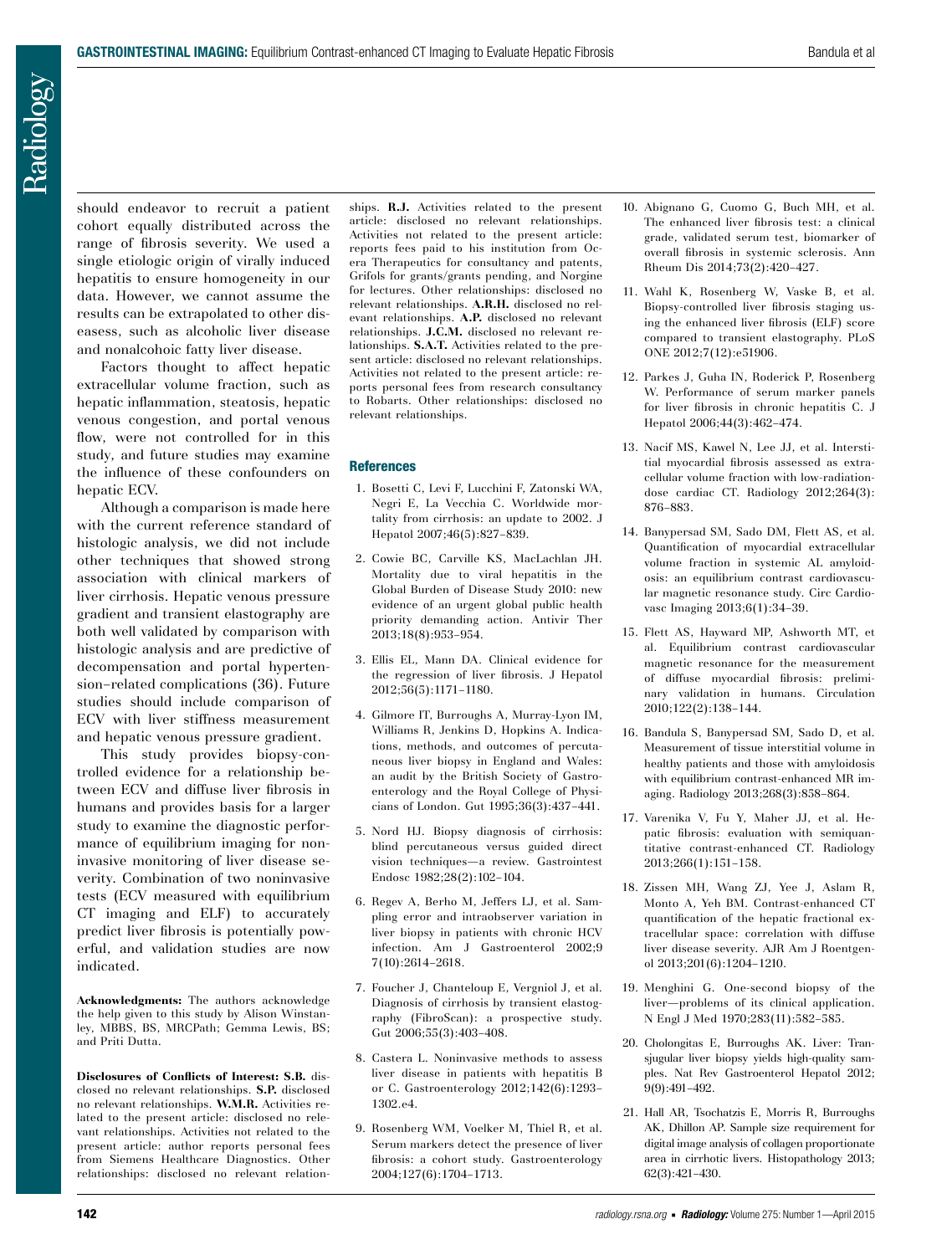should endeavor to recruit a patient cohort equally distributed across the range of fibrosis severity. We used a single etiologic origin of virally induced hepatitis to ensure homogeneity in our data. However, we cannot assume the results can be extrapolated to other diseases, such as alcoholic liver disease and nonalcohoic fatty liver disease.

Factors thought to affect hepatic extracellular volume fraction, such as hepatic inflammation, steatosis, hepatic venous congestion, and portal venous flow, were not controlled for in this study, and future studies may examine the influence of these confounders on hepatic ECV.

Although a comparison is made here with the current reference standard of histologic analysis, we did not include other techniques that showed strong association with clinical markers of liver cirrhosis. Hepatic venous pressure gradient and transient elastography are both well validated by comparison with histologic analysis and are predictive of decompensation and portal hypertension–related complications (36). Future studies should include comparison of ECV with liver stiffness measurement and hepatic venous pressure gradient.

This study provides biopsy-controlled evidence for a relationship between ECV and diffuse liver fibrosis in humans and provides basis for a larger study to examine the diagnostic performance of equilibrium imaging for noninvasive monitoring of liver disease severity. Combination of two noninvasive tests (ECV measured with equilibrium CT imaging and ELF) to accurately predict liver fibrosis is potentially powerful, and validation studies are now indicated.

**Acknowledgments:** The authors acknowledge the help given to this study by Alison Winstanley, MBBS, BS, MRCPath; Gemma Lewis, BS; and Priti Dutta.

**Disclosures of Conflicts of Interest: S.B.** disclosed no relevant relationships. **S.P.** disclosed no relevant relationships. **W.M.R.** Activities related to the present article: disclosed no relevant relationships. Activities not related to the present article: author reports personal fees from Siemens Healthcare Diagnostics. Other relationships: disclosed no relevant relationships. **R.J.** Activities related to the present article: disclosed no relevant relationships. Activities not related to the present article: reports fees paid to his institution from Ocera Therapeutics for consultancy and patents, Grifols for grants/grants pending, and Norgine for lectures. Other relationships: disclosed no relevant relationships. **A.R.H.** disclosed no relevant relationships. **A.P.** disclosed no relevant relationships. **J.C.M.** disclosed no relevant relationships. **S.A.T.** Activities related to the present article: disclosed no relevant relationships. Activities not related to the present article: reports personal fees from research consultancy to Robarts. Other relationships: disclosed no relevant relationships.

## References

1. Bosetti C, Levi F, Lucchini F, Zatonski WA, Negri E, La Vecchia C. Worldwide mortality from cirrhosis: an update to 2002. J Hepatol 2007;46(5):827–839.
2. Cowie BC, Carville KS, MacLachlan JH. Mortality due to viral hepatitis in the Global Burden of Disease Study 2010: new evidence of an urgent global public health priority demanding action. Antivir Ther 2013;18(8):953–954.
3. Ellis EL, Mann DA. Clinical evidence for the regression of liver fibrosis. J Hepatol 2012;56(5):1171–1180.
4. Gilmore IT, Burroughs A, Murray-Lyon IM, Williams R, Jenkins D, Hopkins A. Indications, methods, and outcomes of percutaneous liver biopsy in England and Wales: an audit by the British Society of Gastroenterology and the Royal College of Physicians of London. Gut 1995;36(3):437–441.
5. Nord HJ. Biopsy diagnosis of cirrhosis: blind percutaneous versus guided direct vision techniques—a review. Gastrointest Endosc 1982;28(2):102–104.
6. Regev A, Berho M, Jeffers LJ, et al. Sampling error and intraobserver variation in liver biopsy in patients with chronic HCV infection. Am J Gastroenterol 2002;97(10):2614–2618.
7. Foucher J, Chanteloup E, Vergniol J, et al. Diagnosis of cirrhosis by transient elastography (FibroScan): a prospective study. Gut 2006;55(3):403–408.
8. Castera L. Noninvasive methods to assess liver disease in patients with hepatitis B or C. Gastroenterology 2012;142(6):1293–1302.e4.
9. Rosenberg WM, Voelker M, Thiel R, et al. Serum markers detect the presence of liver fibrosis: a cohort study. Gastroenterology 2004;127(6):1704–1713.
10. Abignano G, Cuomo G, Buch MH, et al. The enhanced liver fibrosis test: a clinical grade, validated serum test, biomarker of overall fibrosis in systemic sclerosis. Ann Rheum Dis 2014;73(2):420–427.
11. Wahl K, Rosenberg W, Vaske B, et al. Biopsy-controlled liver fibrosis staging using the enhanced liver fibrosis (ELF) score compared to transient elastography. PLoS ONE 2012;7(12):e51906.
12. Parkes J, Guha IN, Roderick P, Rosenberg W. Performance of serum marker panels for liver fibrosis in chronic hepatitis C. J Hepatol 2006;44(3):462–474.
13. Nacif MS, Kawel N, Lee JJ, et al. Interstitial myocardial fibrosis assessed as extracellular volume fraction with low-radiation-dose cardiac CT. Radiology 2012;264(3):876–883.
14. Banypersad SM, Sado DM, Flett AS, et al. Quantification of myocardial extracellular volume fraction in systemic AL amyloidosis: an equilibrium contrast cardiovascular magnetic resonance study. Circ Cardiovasc Imaging 2013;6(1):34–39.
15. Flett AS, Hayward MP, Ashworth MT, et al. Equilibrium contrast cardiovascular magnetic resonance for the measurement of diffuse myocardial fibrosis: preliminary validation in humans. Circulation 2010;122(2):138–144.
16. Bandula S, Banypersad SM, Sado D, et al. Measurement of tissue interstitial volume in healthy patients and those with amyloidosis with equilibrium contrast-enhanced MR imaging. Radiology 2013;268(3):858–864.
17. Varenika V, Fu Y, Maher JJ, et al. Hepatic fibrosis: evaluation with semiquantitative contrast-enhanced CT. Radiology 2013;266(1):151–158.
18. Zissen MH, Wang ZJ, Yee J, Aslam R, Monto A, Yeh BM. Contrast-enhanced CT quantification of the hepatic fractional extracellular space: correlation with diffuse liver disease severity. AJR Am J Roentgenol 2013;201(6):1204–1210.
19. Menghini G. One-second biopsy of the liver—problems of its clinical application. N Engl J Med 1970;283(11):582–585.
20. Cholongitas E, Burroughs AK. Liver: Transjugular liver biopsy yields high-quality samples. Nat Rev Gastroenterol Hepatol 2012;9(9):491–492.
21. Hall AR, Tsochatzis E, Morris R, Burroughs AK, Dhillon AP. Sample size requirement for digital image analysis of collagen proportionate area in cirrhotic livers. Histopathology 2013;62(3):421–430.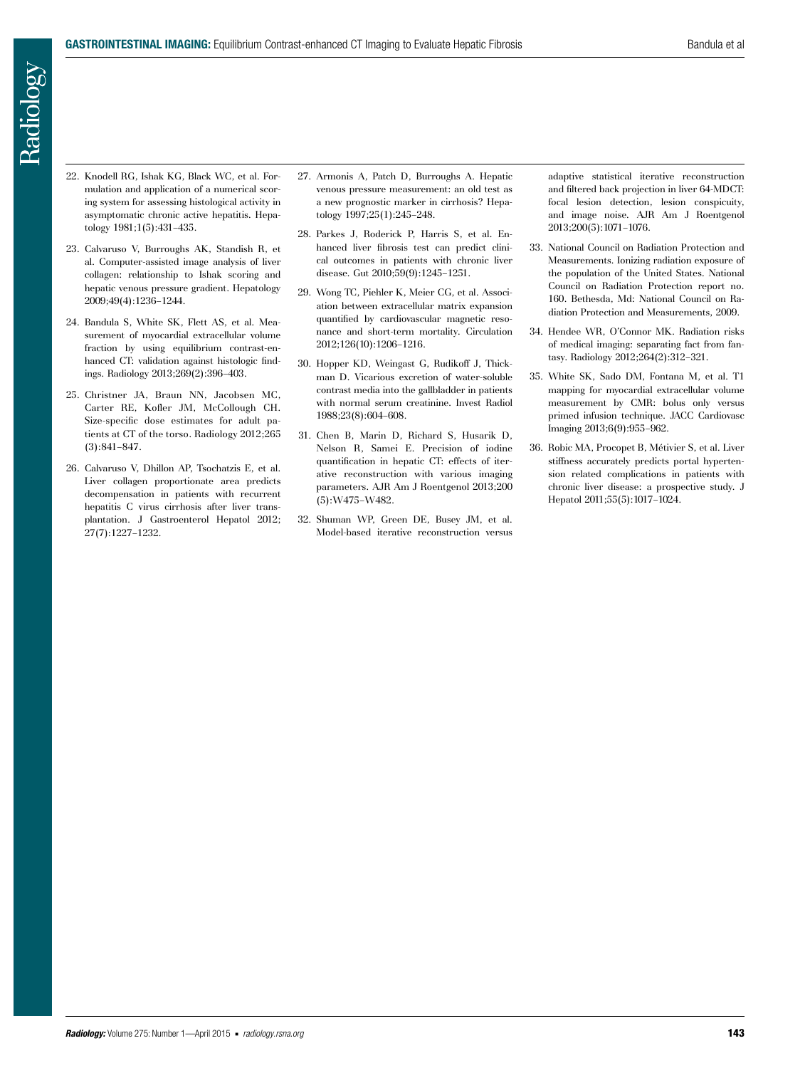22. Knodell RG, Ishak KG, Black WC, et al. Formulation and application of a numerical scoring system for assessing histological activity in asymptomatic chronic active hepatitis. Hepatology 1981;1(5):431–435.

23. Calvaruso V, Burroughs AK, Standish R, et al. Computer-assisted image analysis of liver collagen: relationship to Ishak scoring and hepatic venous pressure gradient. Hepatology 2009;49(4):1236–1244.

24. Bandula S, White SK, Flett AS, et al. Measurement of myocardial extracellular volume fraction by using equilibrium contrast-enhanced CT: validation against histologic findings. Radiology 2013;269(2):396–403.

25. Christner JA, Braun NN, Jacobsen MC, Carter RE, Kofler JM, McCollough CH. Size-specific dose estimates for adult patients at CT of the torso. Radiology 2012;265(3):841–847.

26. Calvaruso V, Dhillon AP, Tsochatzis E, et al. Liver collagen proportionate area predicts decompensation in patients with recurrent hepatitis C virus cirrhosis after liver transplantation. J Gastroenterol Hepatol 2012;27(7):1227–1232.

27. Armonis A, Patch D, Burroughs A. Hepatic venous pressure measurement: an old test as a new prognostic marker in cirrhosis? Hepatology 1997;25(1):245–248.

28. Parkes J, Roderick P, Harris S, et al. Enhanced liver fibrosis test can predict clinical outcomes in patients with chronic liver disease. Gut 2010;59(9):1245–1251.

29. Wong TC, Piehler K, Meier CG, et al. Association between extracellular matrix expansion quantified by cardiovascular magnetic resonance and short-term mortality. Circulation 2012;126(10):1206–1216.

30. Hopper KD, Weingast G, Rudikoff J, Thickman D. Vicarious excretion of water-soluble contrast media into the gallbladder in patients with normal serum creatinine. Invest Radiol 1988;23(8):604–608.

31. Chen B, Marin D, Richard S, Husarik D, Nelson R, Samei E. Precision of iodine quantification in hepatic CT: effects of iterative reconstruction with various imaging parameters. AJR Am J Roentgenol 2013;200(5):W475–W482.

32. Shuman WP, Green DE, Busey JM, et al. Model-based iterative reconstruction versus adaptive statistical iterative reconstruction and filtered back projection in liver 64-MDCT: focal lesion detection, lesion conspicuity, and image noise. AJR Am J Roentgenol 2013;200(5):1071–1076.

33. National Council on Radiation Protection and Measurements. Ionizing radiation exposure of the population of the United States. National Council on Radiation Protection report no. 160. Bethesda, Md: National Council on Radiation Protection and Measurements, 2009.

34. Hendee WR, O'Connor MK. Radiation risks of medical imaging: separating fact from fantasy. Radiology 2012;264(2):312–321.

35. White SK, Sado DM, Fontana M, et al. T1 mapping for myocardial extracellular volume measurement by CMR: bolus only versus primed infusion technique. JACC Cardiovasc Imaging 2013;6(9):955–962.

36. Robic MA, Procopet B, Métivier S, et al. Liver stiffness accurately predicts portal hypertension related complications in patients with chronic liver disease: a prospective study. J Hepatol 2011;55(5):1017–1024.